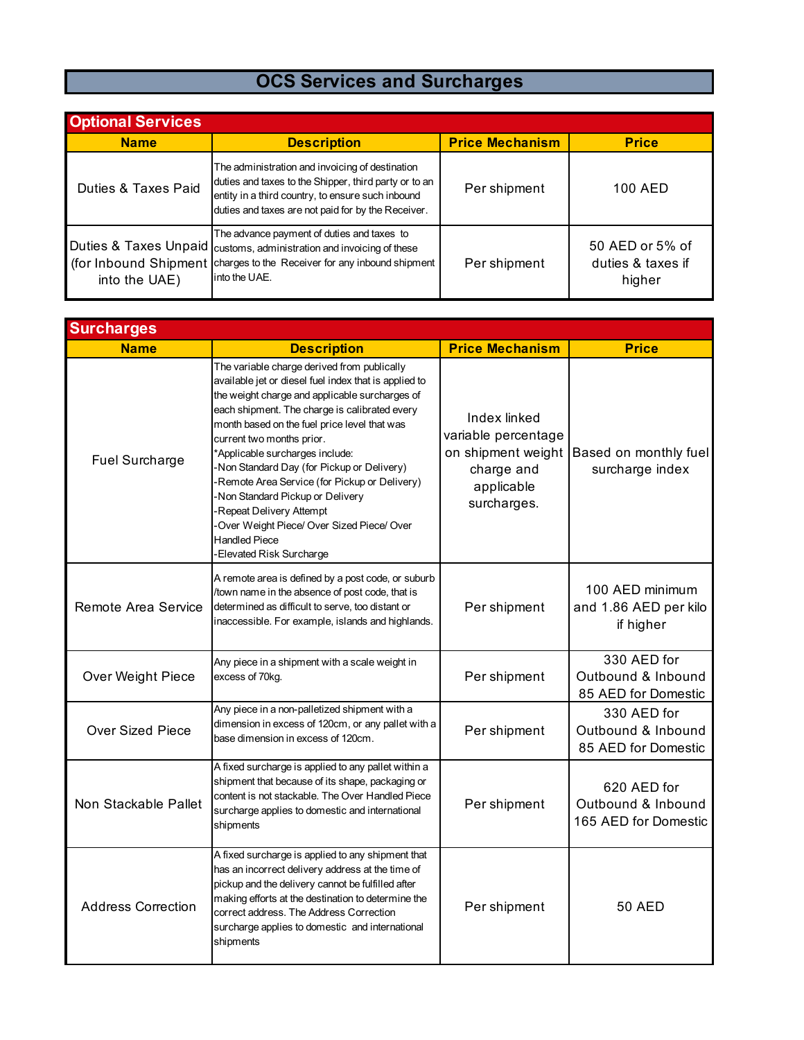# OCS Services and Surcharges

## Optional Services

| Name | Description | Price Mechanism | Price |
|---|---|---|---|
| Duties & Taxes Paid | The administration and invoicing of destination duties and taxes to the Shipper, third party or to an entity in a third country, to ensure such inbound duties and taxes are not paid for by the Receiver. | Per shipment | 100 AED |
| Duties & Taxes Unpaid (for Inbound Shipment into the UAE) | The advance payment of duties and taxes to customs, administration and invoicing of these charges to the Receiver for any inbound shipment into the UAE. | Per shipment | 50 AED or 5% of duties & taxes if higher |

## Surcharges

| Name | Description | Price Mechanism | Price |
|---|---|---|---|
| Fuel Surcharge | The variable charge derived from publically available jet or diesel fuel index that is applied to the weight charge and applicable surcharges of each shipment. The charge is calibrated every month based on the fuel price level that was current two months prior.<br>*Applicable surcharges include:<br>-Non Standard Day (for Pickup or Delivery)<br>-Remote Area Service (for Pickup or Delivery)<br>-Non Standard Pickup or Delivery<br>-Repeat Delivery Attempt<br>-Over Weight Piece/ Over Sized Piece/ Over Handled Piece<br>-Elevated Risk Surcharge | Index linked variable percentage on shipment weight charge and applicable surcharges. | Based on monthly fuel surcharge index |
| Remote Area Service | A remote area is defined by a post code, or suburb /town name in the absence of post code, that is determined as difficult to serve, too distant or inaccessible. For example, islands and highlands. | Per shipment | 100 AED minimum and 1.86 AED per kilo if higher |
| Over Weight Piece | Any piece in a shipment with a scale weight in excess of 70kg. | Per shipment | 330 AED for Outbound & Inbound<br>85 AED for Domestic |
| Over Sized Piece | Any piece in a non-palletized shipment with a dimension in excess of 120cm, or any pallet with a base dimension in excess of 120cm. | Per shipment | 330 AED for Outbound & Inbound<br>85 AED for Domestic |
| Non Stackable Pallet | A fixed surcharge is applied to any pallet within a shipment that because of its shape, packaging or content is not stackable. The Over Handled Piece surcharge applies to domestic and international shipments | Per shipment | 620 AED for Outbound & Inbound<br>165 AED for Domestic |
| Address Correction | A fixed surcharge is applied to any shipment that has an incorrect delivery address at the time of pickup and the delivery cannot be fulfilled after making efforts at the destination to determine the correct address. The Address Correction surcharge applies to domestic and international shipments | Per shipment | 50 AED |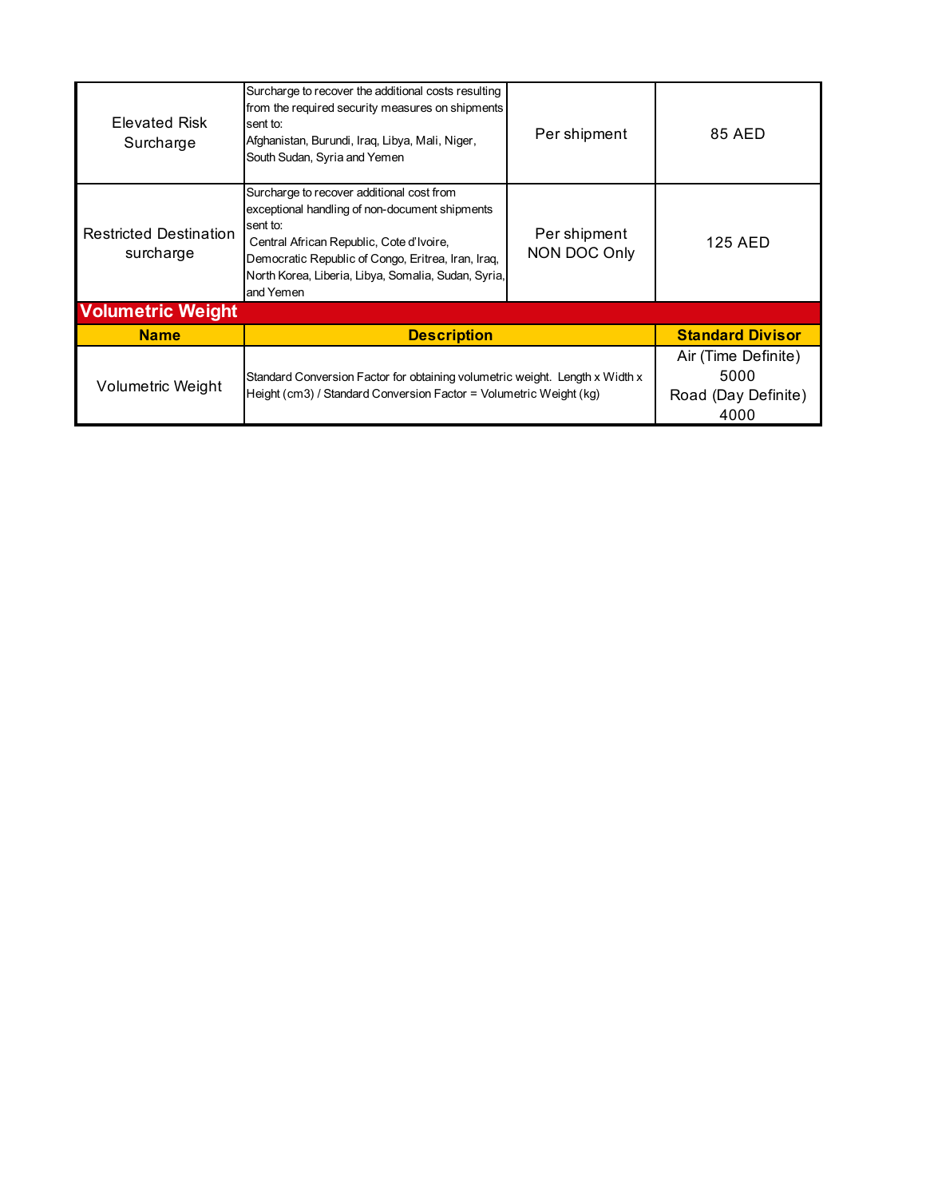| | | | |
|---|---|---|---|
| Elevated Risk Surcharge | Surcharge to recover the additional costs resulting from the required security measures on shipments sent to: Afghanistan, Burundi, Iraq, Libya, Mali, Niger, South Sudan, Syria and Yemen | Per shipment | 85 AED |
| Restricted Destination surcharge | Surcharge to recover additional cost from exceptional handling of non-document shipments sent to: Central African Republic, Cote d'Ivoire, Democratic Republic of Congo, Eritrea, Iran, Iraq, North Korea, Liberia, Libya, Somalia, Sudan, Syria, and Yemen | Per shipment NON DOC Only | 125 AED |

## Volumetric Weight

| Name | Description | Standard Divisor |
|---|---|---|
| Volumetric Weight | Standard Conversion Factor for obtaining volumetric weight. Length x Width x Height (cm3) / Standard Conversion Factor = Volumetric Weight (kg) | Air (Time Definite) 5000<br>Road (Day Definite) 4000 |